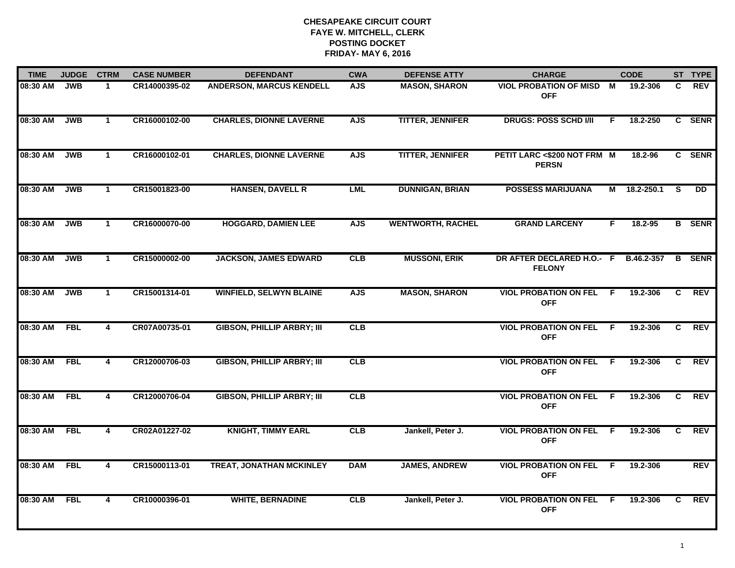**CHESAPEAKE CIRCUIT COURT**
**FAYE W. MITCHELL, CLERK**
**POSTING DOCKET**
**FRIDAY- MAY 6, 2016**

| TIME | JUDGE | CTRM | CASE NUMBER | DEFENDANT | CWA | DEFENSE ATTY | CHARGE | | CODE | ST | TYPE |
|---|---|---|---|---|---|---|---|---|---|---|---|
| 08:30 AM | JWB | 1 | CR14000395-02 | ANDERSON, MARCUS KENDELL | AJS | MASON, SHARON | VIOL PROBATION OF MISD OFF | M | 19.2-306 | C | REV |
| 08:30 AM | JWB | 1 | CR16000102-00 | CHARLES, DIONNE LAVERNE | AJS | TITTER, JENNIFER | DRUGS: POSS SCHD I/II | F | 18.2-250 | C | SENR |
| 08:30 AM | JWB | 1 | CR16000102-01 | CHARLES, DIONNE LAVERNE | AJS | TITTER, JENNIFER | PETIT LARC <$200 NOT FRM PERSN | M | 18.2-96 | C | SENR |
| 08:30 AM | JWB | 1 | CR15001823-00 | HANSEN, DAVELL R | LML | DUNNIGAN, BRIAN | POSSESS MARIJUANA | M | 18.2-250.1 | S | DD |
| 08:30 AM | JWB | 1 | CR16000070-00 | HOGGARD, DAMIEN LEE | AJS | WENTWORTH, RACHEL | GRAND LARCENY | F | 18.2-95 | B | SENR |
| 08:30 AM | JWB | 1 | CR15000002-00 | JACKSON, JAMES EDWARD | CLB | MUSSONI, ERIK | DR AFTER DECLARED H.O.- FELONY | F | B.46.2-357 | B | SENR |
| 08:30 AM | JWB | 1 | CR15001314-01 | WINFIELD, SELWYN BLAINE | AJS | MASON, SHARON | VIOL PROBATION ON FEL OFF | F | 19.2-306 | C | REV |
| 08:30 AM | FBL | 4 | CR07A00735-01 | GIBSON, PHILLIP ARBRY; III | CLB | | VIOL PROBATION ON FEL OFF | F | 19.2-306 | C | REV |
| 08:30 AM | FBL | 4 | CR12000706-03 | GIBSON, PHILLIP ARBRY; III | CLB | | VIOL PROBATION ON FEL OFF | F | 19.2-306 | C | REV |
| 08:30 AM | FBL | 4 | CR12000706-04 | GIBSON, PHILLIP ARBRY; III | CLB | | VIOL PROBATION ON FEL OFF | F | 19.2-306 | C | REV |
| 08:30 AM | FBL | 4 | CR02A01227-02 | KNIGHT, TIMMY EARL | CLB | Jankell, Peter J. | VIOL PROBATION ON FEL OFF | F | 19.2-306 | C | REV |
| 08:30 AM | FBL | 4 | CR15000113-01 | TREAT, JONATHAN MCKINLEY | DAM | JAMES, ANDREW | VIOL PROBATION ON FEL OFF | F | 19.2-306 | | REV |
| 08:30 AM | FBL | 4 | CR10000396-01 | WHITE, BERNADINE | CLB | Jankell, Peter J. | VIOL PROBATION ON FEL OFF | F | 19.2-306 | C | REV |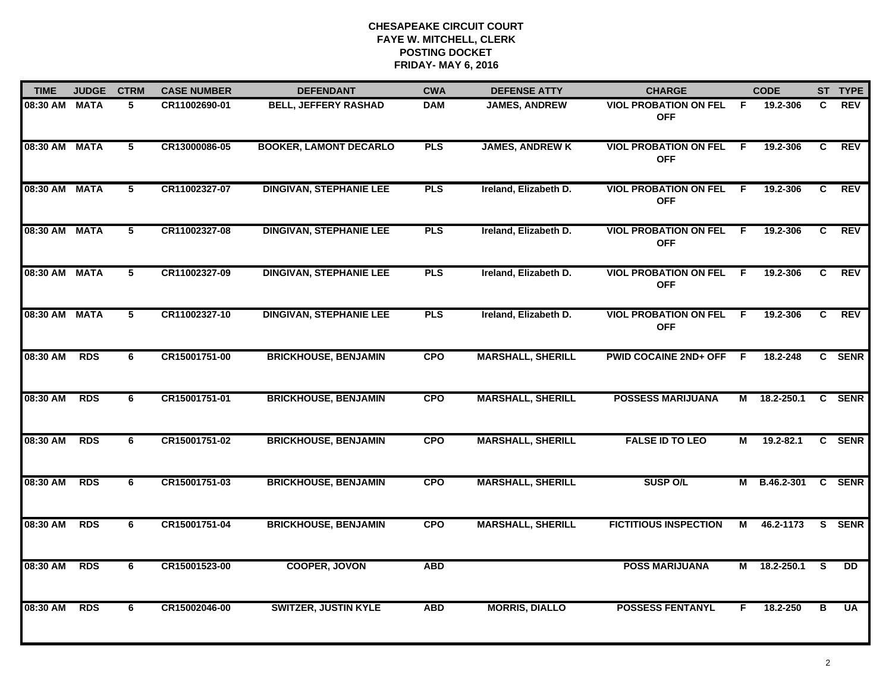**CHESAPEAKE CIRCUIT COURT**
**FAYE W. MITCHELL, CLERK**
**POSTING DOCKET**
**FRIDAY- MAY 6, 2016**

| TIME | JUDGE | CTRM | CASE NUMBER | DEFENDANT | CWA | DEFENSE ATTY | CHARGE | | CODE | ST | TYPE |
|---|---|---|---|---|---|---|---|---|---|---|---|
| 08:30 AM | MATA | 5 | CR11002690-01 | BELL, JEFFERY RASHAD | DAM | JAMES, ANDREW | VIOL PROBATION ON FEL OFF | F | 19.2-306 | C | REV |
| 08:30 AM | MATA | 5 | CR13000086-05 | BOOKER, LAMONT DECARLO | PLS | JAMES, ANDREW K | VIOL PROBATION ON FEL OFF | F | 19.2-306 | C | REV |
| 08:30 AM | MATA | 5 | CR11002327-07 | DINGIVAN, STEPHANIE LEE | PLS | Ireland, Elizabeth D. | VIOL PROBATION ON FEL OFF | F | 19.2-306 | C | REV |
| 08:30 AM | MATA | 5 | CR11002327-08 | DINGIVAN, STEPHANIE LEE | PLS | Ireland, Elizabeth D. | VIOL PROBATION ON FEL OFF | F | 19.2-306 | C | REV |
| 08:30 AM | MATA | 5 | CR11002327-09 | DINGIVAN, STEPHANIE LEE | PLS | Ireland, Elizabeth D. | VIOL PROBATION ON FEL OFF | F | 19.2-306 | C | REV |
| 08:30 AM | MATA | 5 | CR11002327-10 | DINGIVAN, STEPHANIE LEE | PLS | Ireland, Elizabeth D. | VIOL PROBATION ON FEL OFF | F | 19.2-306 | C | REV |
| 08:30 AM | RDS | 6 | CR15001751-00 | BRICKHOUSE, BENJAMIN | CPO | MARSHALL, SHERILL | PWID COCAINE 2ND+ OFF | F | 18.2-248 | C | SENR |
| 08:30 AM | RDS | 6 | CR15001751-01 | BRICKHOUSE, BENJAMIN | CPO | MARSHALL, SHERILL | POSSESS MARIJUANA | M | 18.2-250.1 | C | SENR |
| 08:30 AM | RDS | 6 | CR15001751-02 | BRICKHOUSE, BENJAMIN | CPO | MARSHALL, SHERILL | FALSE ID TO LEO | M | 19.2-82.1 | C | SENR |
| 08:30 AM | RDS | 6 | CR15001751-03 | BRICKHOUSE, BENJAMIN | CPO | MARSHALL, SHERILL | SUSP O/L | M | B.46.2-301 | C | SENR |
| 08:30 AM | RDS | 6 | CR15001751-04 | BRICKHOUSE, BENJAMIN | CPO | MARSHALL, SHERILL | FICTITIOUS INSPECTION | M | 46.2-1173 | S | SENR |
| 08:30 AM | RDS | 6 | CR15001523-00 | COOPER, JOVON | ABD | | POSS MARIJUANA | M | 18.2-250.1 | S | DD |
| 08:30 AM | RDS | 6 | CR15002046-00 | SWITZER, JUSTIN KYLE | ABD | MORRIS, DIALLO | POSSESS FENTANYL | F | 18.2-250 | B | UA |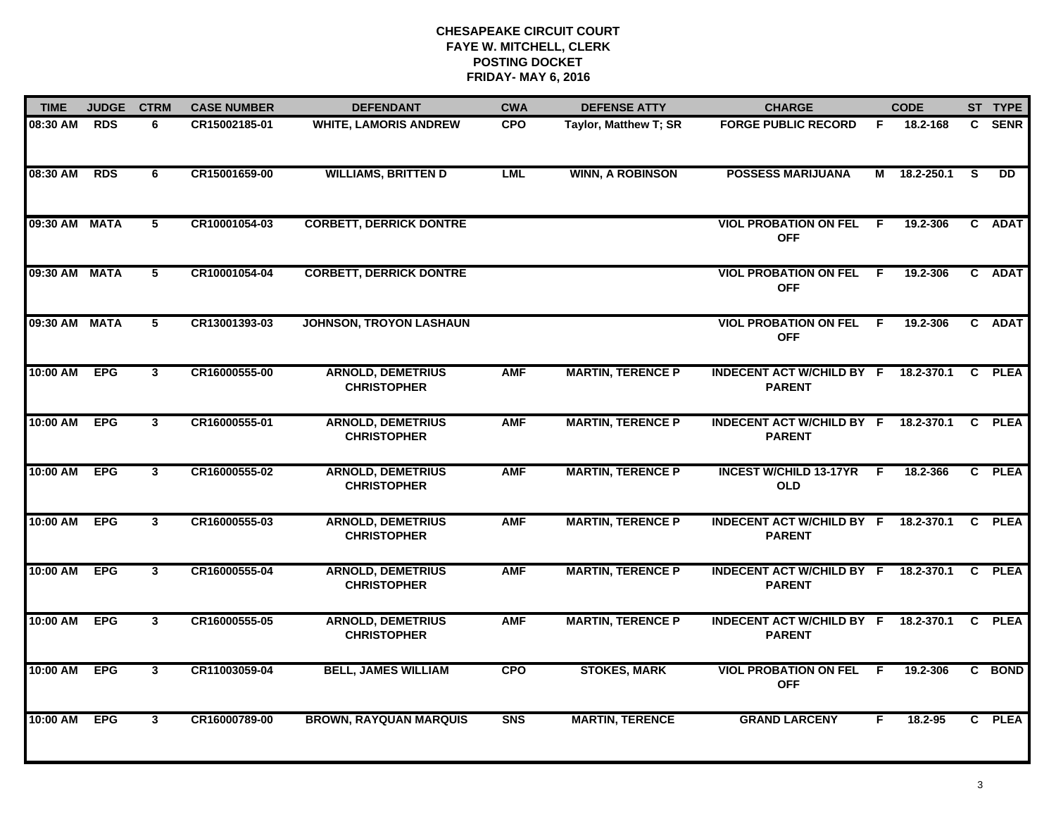# CHESAPEAKE CIRCUIT COURT
## FAYE W. MITCHELL, CLERK
## POSTING DOCKET
## FRIDAY- MAY 6, 2016

| TIME | JUDGE | CTRM | CASE NUMBER | DEFENDANT | CWA | DEFENSE ATTY | CHARGE | | CODE | ST | TYPE |
|---|---|---|---|---|---|---|---|---|---|---|---|
| 08:30 AM | RDS | 6 | CR15002185-01 | WHITE, LAMORIS ANDREW | CPO | Taylor, Matthew T; SR | FORGE PUBLIC RECORD | F | 18.2-168 | C | SENR |
| 08:30 AM | RDS | 6 | CR15001659-00 | WILLIAMS, BRITTEN D | LML | WINN, A ROBINSON | POSSESS MARIJUANA | M | 18.2-250.1 | S | DD |
| 09:30 AM | MATA | 5 | CR10001054-03 | CORBETT, DERRICK DONTRE | | | VIOL PROBATION ON FEL OFF | F | 19.2-306 | C | ADAT |
| 09:30 AM | MATA | 5 | CR10001054-04 | CORBETT, DERRICK DONTRE | | | VIOL PROBATION ON FEL OFF | F | 19.2-306 | C | ADAT |
| 09:30 AM | MATA | 5 | CR13001393-03 | JOHNSON, TROYON LASHAUN | | | VIOL PROBATION ON FEL OFF | F | 19.2-306 | C | ADAT |
| 10:00 AM | EPG | 3 | CR16000555-00 | ARNOLD, DEMETRIUS CHRISTOPHER | AMF | MARTIN, TERENCE P | INDECENT ACT W/CHILD BY PARENT | F | 18.2-370.1 | C | PLEA |
| 10:00 AM | EPG | 3 | CR16000555-01 | ARNOLD, DEMETRIUS CHRISTOPHER | AMF | MARTIN, TERENCE P | INDECENT ACT W/CHILD BY PARENT | F | 18.2-370.1 | C | PLEA |
| 10:00 AM | EPG | 3 | CR16000555-02 | ARNOLD, DEMETRIUS CHRISTOPHER | AMF | MARTIN, TERENCE P | INCEST W/CHILD 13-17YR OLD | F | 18.2-366 | C | PLEA |
| 10:00 AM | EPG | 3 | CR16000555-03 | ARNOLD, DEMETRIUS CHRISTOPHER | AMF | MARTIN, TERENCE P | INDECENT ACT W/CHILD BY PARENT | F | 18.2-370.1 | C | PLEA |
| 10:00 AM | EPG | 3 | CR16000555-04 | ARNOLD, DEMETRIUS CHRISTOPHER | AMF | MARTIN, TERENCE P | INDECENT ACT W/CHILD BY PARENT | F | 18.2-370.1 | C | PLEA |
| 10:00 AM | EPG | 3 | CR16000555-05 | ARNOLD, DEMETRIUS CHRISTOPHER | AMF | MARTIN, TERENCE P | INDECENT ACT W/CHILD BY PARENT | F | 18.2-370.1 | C | PLEA |
| 10:00 AM | EPG | 3 | CR11003059-04 | BELL, JAMES WILLIAM | CPO | STOKES, MARK | VIOL PROBATION ON FEL OFF | F | 19.2-306 | C | BOND |
| 10:00 AM | EPG | 3 | CR16000789-00 | BROWN, RAYQUAN MARQUIS | SNS | MARTIN, TERENCE | GRAND LARCENY | F | 18.2-95 | C | PLEA |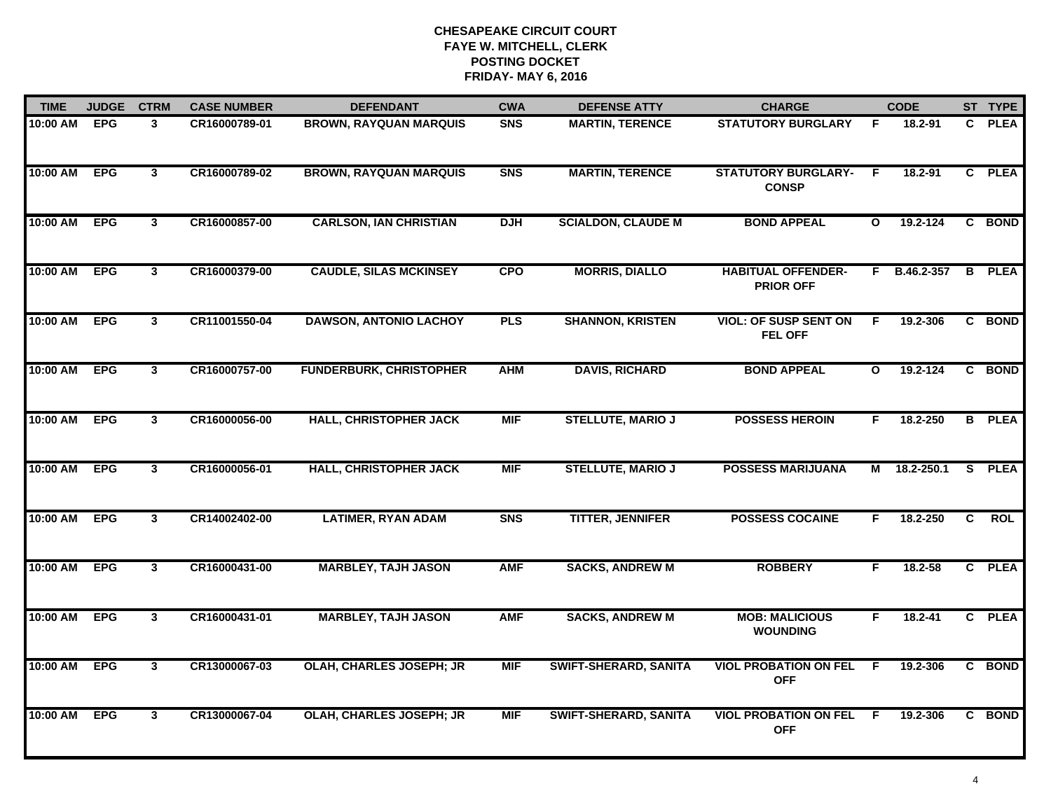# CHESAPEAKE CIRCUIT COURT
## FAYE W. MITCHELL, CLERK
## POSTING DOCKET
## FRIDAY- MAY 6, 2016

| TIME | JUDGE | CTRM | CASE NUMBER | DEFENDANT | CWA | DEFENSE ATTY | CHARGE | | CODE | ST | TYPE |
|---|---|---|---|---|---|---|---|---|---|---|---|
| 10:00 AM | EPG | 3 | CR16000789-01 | BROWN, RAYQUAN MARQUIS | SNS | MARTIN, TERENCE | STATUTORY BURGLARY | F | 18.2-91 | C | PLEA |
| 10:00 AM | EPG | 3 | CR16000789-02 | BROWN, RAYQUAN MARQUIS | SNS | MARTIN, TERENCE | STATUTORY BURGLARY-CONSP | F | 18.2-91 | C | PLEA |
| 10:00 AM | EPG | 3 | CR16000857-00 | CARLSON, IAN CHRISTIAN | DJH | SCIALDON, CLAUDE M | BOND APPEAL | O | 19.2-124 | C | BOND |
| 10:00 AM | EPG | 3 | CR16000379-00 | CAUDLE, SILAS MCKINSEY | CPO | MORRIS, DIALLO | HABITUAL OFFENDER-PRIOR OFF | F | B.46.2-357 | B | PLEA |
| 10:00 AM | EPG | 3 | CR11001550-04 | DAWSON, ANTONIO LACHOY | PLS | SHANNON, KRISTEN | VIOL: OF SUSP SENT ON FEL OFF | F | 19.2-306 | C | BOND |
| 10:00 AM | EPG | 3 | CR16000757-00 | FUNDERBURK, CHRISTOPHER | AHM | DAVIS, RICHARD | BOND APPEAL | O | 19.2-124 | C | BOND |
| 10:00 AM | EPG | 3 | CR16000056-00 | HALL, CHRISTOPHER JACK | MIF | STELLUTE, MARIO J | POSSESS HEROIN | F | 18.2-250 | B | PLEA |
| 10:00 AM | EPG | 3 | CR16000056-01 | HALL, CHRISTOPHER JACK | MIF | STELLUTE, MARIO J | POSSESS MARIJUANA | M | 18.2-250.1 | S | PLEA |
| 10:00 AM | EPG | 3 | CR14002402-00 | LATIMER, RYAN ADAM | SNS | TITTER, JENNIFER | POSSESS COCAINE | F | 18.2-250 | C | ROL |
| 10:00 AM | EPG | 3 | CR16000431-00 | MARBLEY, TAJH JASON | AMF | SACKS, ANDREW M | ROBBERY | F | 18.2-58 | C | PLEA |
| 10:00 AM | EPG | 3 | CR16000431-01 | MARBLEY, TAJH JASON | AMF | SACKS, ANDREW M | MOB: MALICIOUS WOUNDING | F | 18.2-41 | C | PLEA |
| 10:00 AM | EPG | 3 | CR13000067-03 | OLAH, CHARLES JOSEPH; JR | MIF | SWIFT-SHERARD, SANITA | VIOL PROBATION ON FEL OFF | F | 19.2-306 | C | BOND |
| 10:00 AM | EPG | 3 | CR13000067-04 | OLAH, CHARLES JOSEPH; JR | MIF | SWIFT-SHERARD, SANITA | VIOL PROBATION ON FEL OFF | F | 19.2-306 | C | BOND |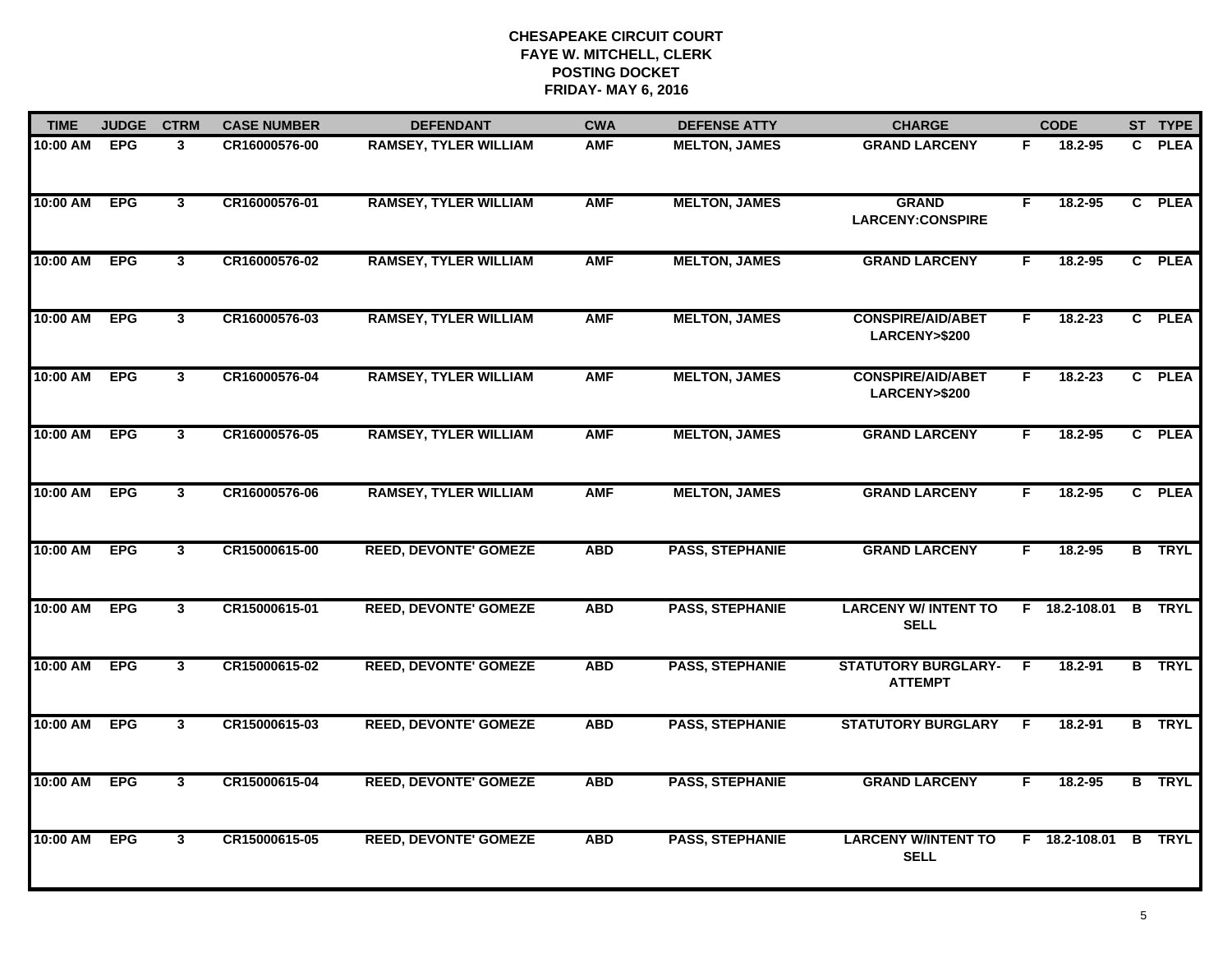# CHESAPEAKE CIRCUIT COURT
## FAYE W. MITCHELL, CLERK
## POSTING DOCKET
## FRIDAY- MAY 6, 2016

| TIME | JUDGE | CTRM | CASE NUMBER | DEFENDANT | CWA | DEFENSE ATTY | CHARGE | | CODE | ST | TYPE |
|---|---|---|---|---|---|---|---|---|---|---|---|
| 10:00 AM | EPG | 3 | CR16000576-00 | RAMSEY, TYLER WILLIAM | AMF | MELTON, JAMES | GRAND LARCENY | F | 18.2-95 | C | PLEA |
| 10:00 AM | EPG | 3 | CR16000576-01 | RAMSEY, TYLER WILLIAM | AMF | MELTON, JAMES | GRAND LARCENY:CONSPIRE | F | 18.2-95 | C | PLEA |
| 10:00 AM | EPG | 3 | CR16000576-02 | RAMSEY, TYLER WILLIAM | AMF | MELTON, JAMES | GRAND LARCENY | F | 18.2-95 | C | PLEA |
| 10:00 AM | EPG | 3 | CR16000576-03 | RAMSEY, TYLER WILLIAM | AMF | MELTON, JAMES | CONSPIRE/AID/ABET LARCENY>$200 | F | 18.2-23 | C | PLEA |
| 10:00 AM | EPG | 3 | CR16000576-04 | RAMSEY, TYLER WILLIAM | AMF | MELTON, JAMES | CONSPIRE/AID/ABET LARCENY>$200 | F | 18.2-23 | C | PLEA |
| 10:00 AM | EPG | 3 | CR16000576-05 | RAMSEY, TYLER WILLIAM | AMF | MELTON, JAMES | GRAND LARCENY | F | 18.2-95 | C | PLEA |
| 10:00 AM | EPG | 3 | CR16000576-06 | RAMSEY, TYLER WILLIAM | AMF | MELTON, JAMES | GRAND LARCENY | F | 18.2-95 | C | PLEA |
| 10:00 AM | EPG | 3 | CR15000615-00 | REED, DEVONTE' GOMEZE | ABD | PASS, STEPHANIE | GRAND LARCENY | F | 18.2-95 | B | TRYL |
| 10:00 AM | EPG | 3 | CR15000615-01 | REED, DEVONTE' GOMEZE | ABD | PASS, STEPHANIE | LARCENY W/ INTENT TO SELL | F | 18.2-108.01 | B | TRYL |
| 10:00 AM | EPG | 3 | CR15000615-02 | REED, DEVONTE' GOMEZE | ABD | PASS, STEPHANIE | STATUTORY BURGLARY-ATTEMPT | F | 18.2-91 | B | TRYL |
| 10:00 AM | EPG | 3 | CR15000615-03 | REED, DEVONTE' GOMEZE | ABD | PASS, STEPHANIE | STATUTORY BURGLARY | F | 18.2-91 | B | TRYL |
| 10:00 AM | EPG | 3 | CR15000615-04 | REED, DEVONTE' GOMEZE | ABD | PASS, STEPHANIE | GRAND LARCENY | F | 18.2-95 | B | TRYL |
| 10:00 AM | EPG | 3 | CR15000615-05 | REED, DEVONTE' GOMEZE | ABD | PASS, STEPHANIE | LARCENY W/INTENT TO SELL | F | 18.2-108.01 | B | TRYL |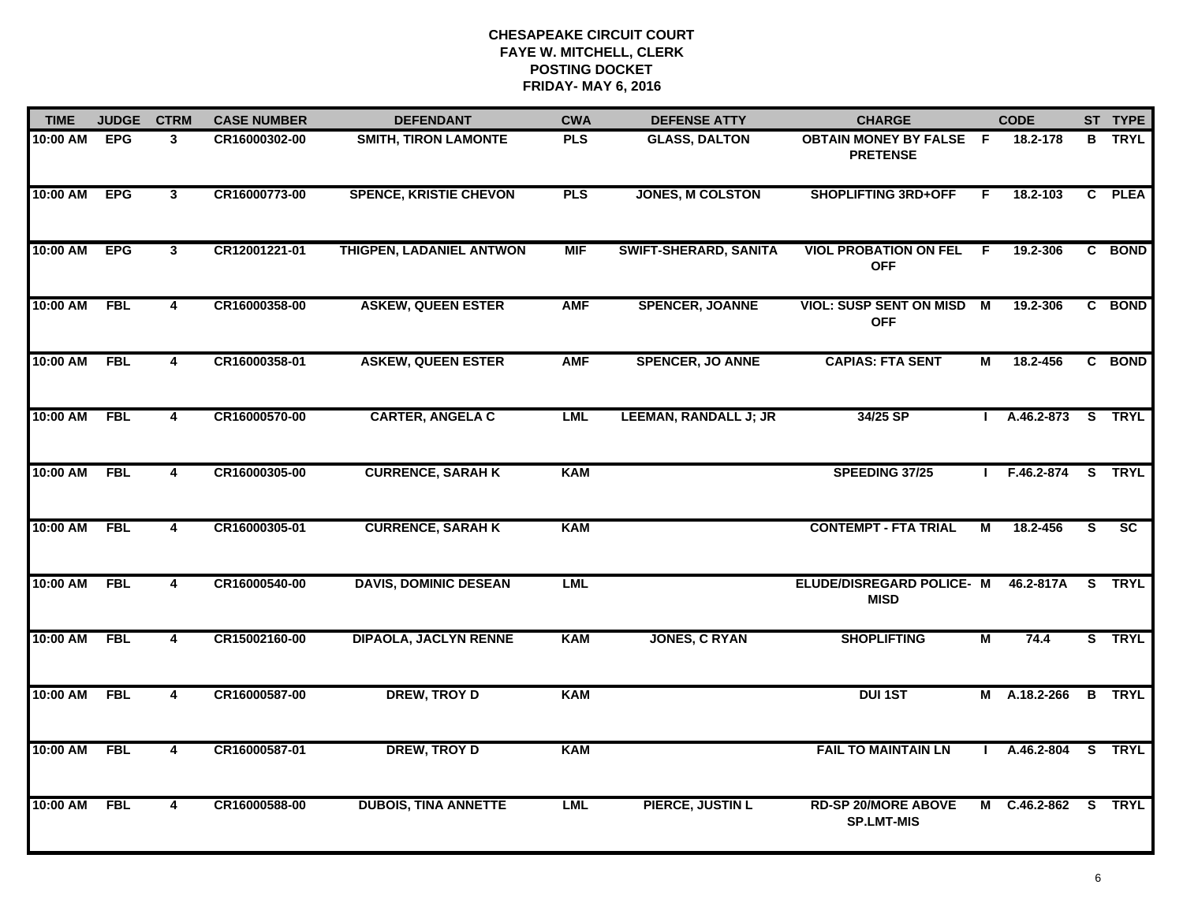# CHESAPEAKE CIRCUIT COURT
## FAYE W. MITCHELL, CLERK
## POSTING DOCKET
## FRIDAY- MAY 6, 2016

| TIME | JUDGE | CTRM | CASE NUMBER | DEFENDANT | CWA | DEFENSE ATTY | CHARGE | | CODE | ST | TYPE |
|---|---|---|---|---|---|---|---|---|---|---|---|
| 10:00 AM | EPG | 3 | CR16000302-00 | SMITH, TIRON LAMONTE | PLS | GLASS, DALTON | OBTAIN MONEY BY FALSE PRETENSE | F | 18.2-178 | B | TRYL |
| 10:00 AM | EPG | 3 | CR16000773-00 | SPENCE, KRISTIE CHEVON | PLS | JONES, M COLSTON | SHOPLIFTING 3RD+OFF | F | 18.2-103 | C | PLEA |
| 10:00 AM | EPG | 3 | CR12001221-01 | THIGPEN, LADANIEL ANTWON | MIF | SWIFT-SHERARD, SANITA | VIOL PROBATION ON FEL OFF | F | 19.2-306 | C | BOND |
| 10:00 AM | FBL | 4 | CR16000358-00 | ASKEW, QUEEN ESTER | AMF | SPENCER, JOANNE | VIOL: SUSP SENT ON MISD OFF | M | 19.2-306 | C | BOND |
| 10:00 AM | FBL | 4 | CR16000358-01 | ASKEW, QUEEN ESTER | AMF | SPENCER, JO ANNE | CAPIAS: FTA SENT | M | 18.2-456 | C | BOND |
| 10:00 AM | FBL | 4 | CR16000570-00 | CARTER, ANGELA C | LML | LEEMAN, RANDALL J; JR | 34/25 SP | I | A.46.2-873 | S | TRYL |
| 10:00 AM | FBL | 4 | CR16000305-00 | CURRENCE, SARAH K | KAM | | SPEEDING 37/25 | I | F.46.2-874 | S | TRYL |
| 10:00 AM | FBL | 4 | CR16000305-01 | CURRENCE, SARAH K | KAM | | CONTEMPT - FTA TRIAL | M | 18.2-456 | S | SC |
| 10:00 AM | FBL | 4 | CR16000540-00 | DAVIS, DOMINIC DESEAN | LML | | ELUDE/DISREGARD POLICE- MISD | M | 46.2-817A | S | TRYL |
| 10:00 AM | FBL | 4 | CR15002160-00 | DIPAOLA, JACLYN RENNE | KAM | JONES, C RYAN | SHOPLIFTING | M | 74.4 | S | TRYL |
| 10:00 AM | FBL | 4 | CR16000587-00 | DREW, TROY D | KAM | | DUI 1ST | M | A.18.2-266 | B | TRYL |
| 10:00 AM | FBL | 4 | CR16000587-01 | DREW, TROY D | KAM | | FAIL TO MAINTAIN LN | I | A.46.2-804 | S | TRYL |
| 10:00 AM | FBL | 4 | CR16000588-00 | DUBOIS, TINA ANNETTE | LML | PIERCE, JUSTIN L | RD-SP 20/MORE ABOVE SP.LMT-MIS | M | C.46.2-862 | S | TRYL |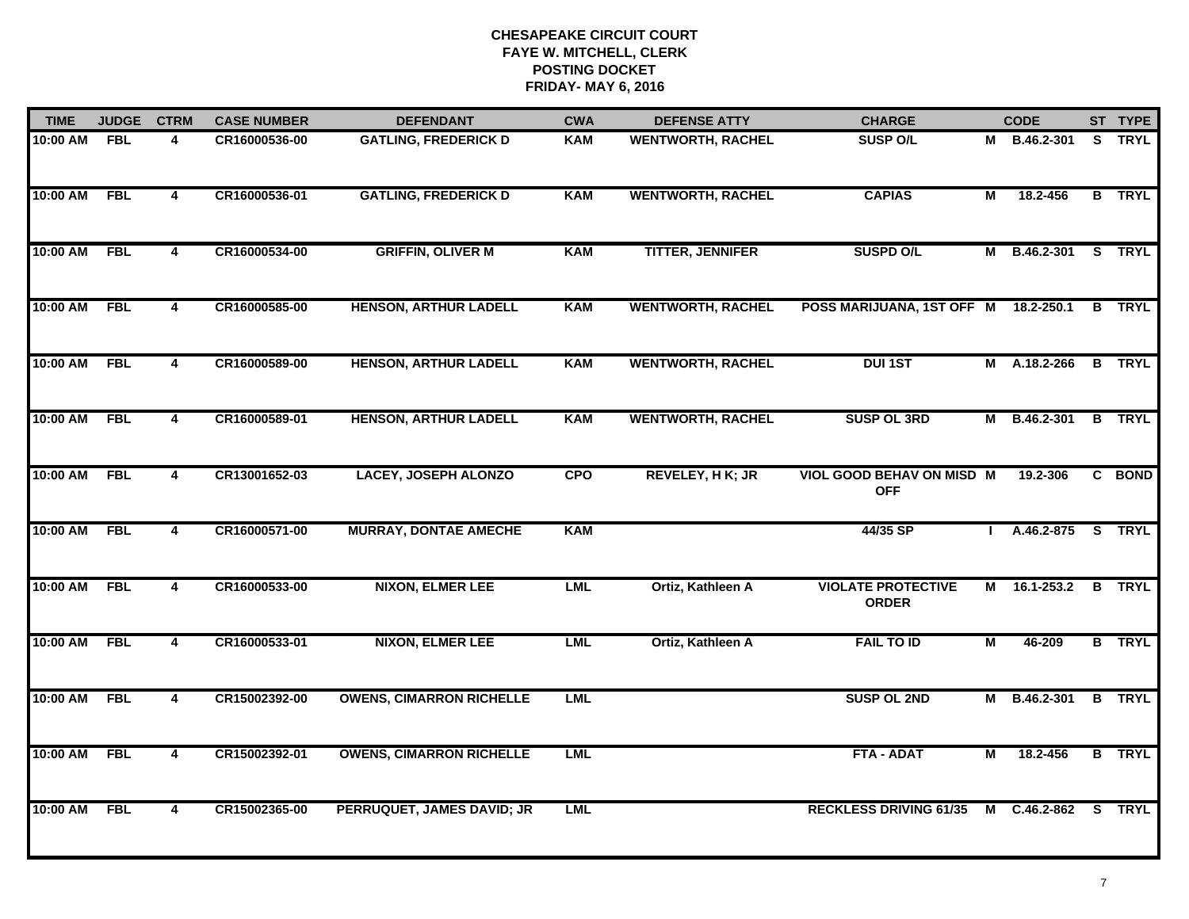**CHESAPEAKE CIRCUIT COURT**
**FAYE W. MITCHELL, CLERK**
**POSTING DOCKET**
**FRIDAY- MAY 6, 2016**

| TIME | JUDGE | CTRM | CASE NUMBER | DEFENDANT | CWA | DEFENSE ATTY | CHARGE | | CODE | ST | TYPE |
|---|---|---|---|---|---|---|---|---|---|---|---|
| 10:00 AM | FBL | 4 | CR16000536-00 | GATLING, FREDERICK D | KAM | WENTWORTH, RACHEL | SUSP O/L | M | B.46.2-301 | S | TRYL |
| 10:00 AM | FBL | 4 | CR16000536-01 | GATLING, FREDERICK D | KAM | WENTWORTH, RACHEL | CAPIAS | M | 18.2-456 | B | TRYL |
| 10:00 AM | FBL | 4 | CR16000534-00 | GRIFFIN, OLIVER M | KAM | TITTER, JENNIFER | SUSPD O/L | M | B.46.2-301 | S | TRYL |
| 10:00 AM | FBL | 4 | CR16000585-00 | HENSON, ARTHUR LADELL | KAM | WENTWORTH, RACHEL | POSS MARIJUANA, 1ST OFF | M | 18.2-250.1 | B | TRYL |
| 10:00 AM | FBL | 4 | CR16000589-00 | HENSON, ARTHUR LADELL | KAM | WENTWORTH, RACHEL | DUI 1ST | M | A.18.2-266 | B | TRYL |
| 10:00 AM | FBL | 4 | CR16000589-01 | HENSON, ARTHUR LADELL | KAM | WENTWORTH, RACHEL | SUSP OL 3RD | M | B.46.2-301 | B | TRYL |
| 10:00 AM | FBL | 4 | CR13001652-03 | LACEY, JOSEPH ALONZO | CPO | REVELEY, H K; JR | VIOL GOOD BEHAV ON MISD OFF | M | 19.2-306 | C | BOND |
| 10:00 AM | FBL | 4 | CR16000571-00 | MURRAY, DONTAE AMECHE | KAM | | 44/35 SP | I | A.46.2-875 | S | TRYL |
| 10:00 AM | FBL | 4 | CR16000533-00 | NIXON, ELMER LEE | LML | Ortiz, Kathleen A | VIOLATE PROTECTIVE ORDER | M | 16.1-253.2 | B | TRYL |
| 10:00 AM | FBL | 4 | CR16000533-01 | NIXON, ELMER LEE | LML | Ortiz, Kathleen A | FAIL TO ID | M | 46-209 | B | TRYL |
| 10:00 AM | FBL | 4 | CR15002392-00 | OWENS, CIMARRON RICHELLE | LML | | SUSP OL 2ND | M | B.46.2-301 | B | TRYL |
| 10:00 AM | FBL | 4 | CR15002392-01 | OWENS, CIMARRON RICHELLE | LML | | FTA - ADAT | M | 18.2-456 | B | TRYL |
| 10:00 AM | FBL | 4 | CR15002365-00 | PERRUQUET, JAMES DAVID; JR | LML | | RECKLESS DRIVING 61/35 | M | C.46.2-862 | S | TRYL |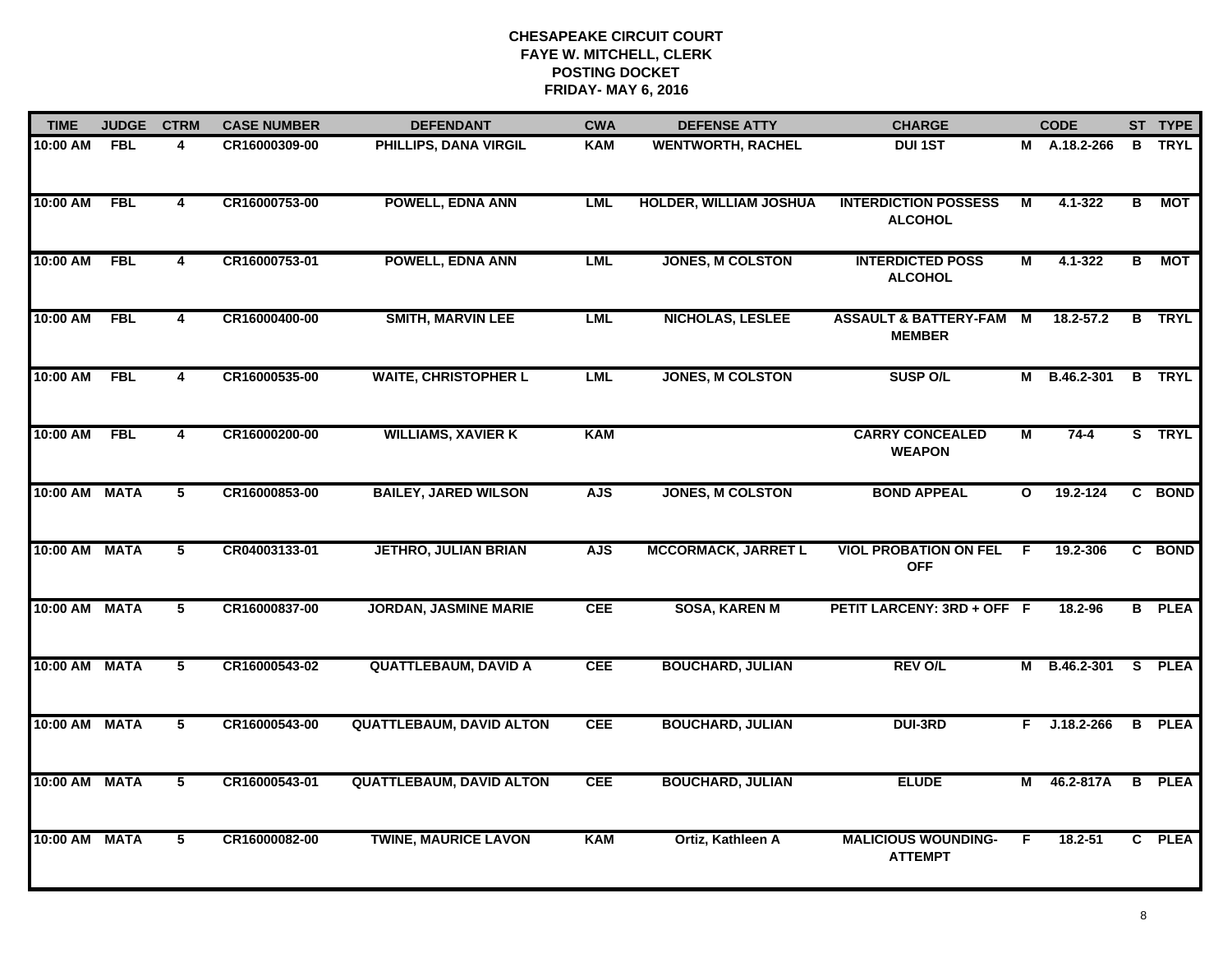# CHESAPEAKE CIRCUIT COURT
## FAYE W. MITCHELL, CLERK
## POSTING DOCKET
## FRIDAY- MAY 6, 2016

| TIME | JUDGE | CTRM | CASE NUMBER | DEFENDANT | CWA | DEFENSE ATTY | CHARGE | | CODE | ST | TYPE |
|---|---|---|---|---|---|---|---|---|---|---|---|
| 10:00 AM | FBL | 4 | CR16000309-00 | PHILLIPS, DANA VIRGIL | KAM | WENTWORTH, RACHEL | DUI 1ST | M | A.18.2-266 | B | TRYL |
| 10:00 AM | FBL | 4 | CR16000753-00 | POWELL, EDNA ANN | LML | HOLDER, WILLIAM JOSHUA | INTERDICTION POSSESS ALCOHOL | M | 4.1-322 | B | MOT |
| 10:00 AM | FBL | 4 | CR16000753-01 | POWELL, EDNA ANN | LML | JONES, M COLSTON | INTERDICTED POSS ALCOHOL | M | 4.1-322 | B | MOT |
| 10:00 AM | FBL | 4 | CR16000400-00 | SMITH, MARVIN LEE | LML | NICHOLAS, LESLEE | ASSAULT & BATTERY-FAM MEMBER | M | 18.2-57.2 | B | TRYL |
| 10:00 AM | FBL | 4 | CR16000535-00 | WAITE, CHRISTOPHER L | LML | JONES, M COLSTON | SUSP O/L | M | B.46.2-301 | B | TRYL |
| 10:00 AM | FBL | 4 | CR16000200-00 | WILLIAMS, XAVIER K | KAM | | CARRY CONCEALED WEAPON | M | 74-4 | S | TRYL |
| 10:00 AM | MATA | 5 | CR16000853-00 | BAILEY, JARED WILSON | AJS | JONES, M COLSTON | BOND APPEAL | O | 19.2-124 | C | BOND |
| 10:00 AM | MATA | 5 | CR04003133-01 | JETHRO, JULIAN BRIAN | AJS | MCCORMACK, JARRET L | VIOL PROBATION ON FEL OFF | F | 19.2-306 | C | BOND |
| 10:00 AM | MATA | 5 | CR16000837-00 | JORDAN, JASMINE MARIE | CEE | SOSA, KAREN M | PETIT LARCENY: 3RD + OFF | F | 18.2-96 | B | PLEA |
| 10:00 AM | MATA | 5 | CR16000543-02 | QUATTLEBAUM, DAVID A | CEE | BOUCHARD, JULIAN | REV O/L | M | B.46.2-301 | S | PLEA |
| 10:00 AM | MATA | 5 | CR16000543-00 | QUATTLEBAUM, DAVID ALTON | CEE | BOUCHARD, JULIAN | DUI-3RD | F | J.18.2-266 | B | PLEA |
| 10:00 AM | MATA | 5 | CR16000543-01 | QUATTLEBAUM, DAVID ALTON | CEE | BOUCHARD, JULIAN | ELUDE | M | 46.2-817A | B | PLEA |
| 10:00 AM | MATA | 5 | CR16000082-00 | TWINE, MAURICE LAVON | KAM | Ortiz, Kathleen A | MALICIOUS WOUNDING-ATTEMPT | F | 18.2-51 | C | PLEA |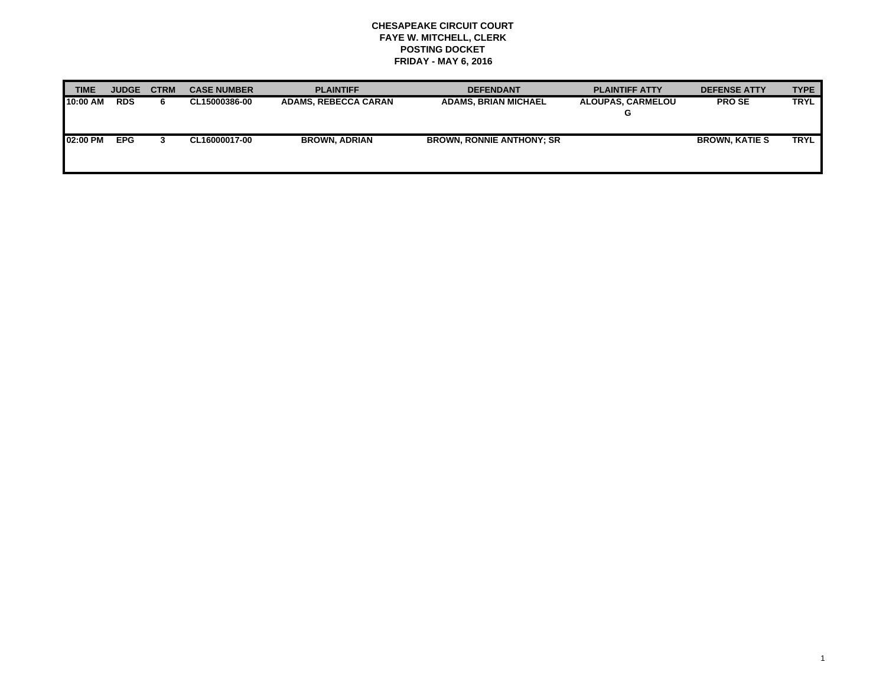**CHESAPEAKE CIRCUIT COURT**
**FAYE W. MITCHELL, CLERK**
**POSTING DOCKET**
**FRIDAY - MAY 6, 2016**

| TIME | JUDGE | CTRM | CASE NUMBER | PLAINTIFF | DEFENDANT | PLAINTIFF ATTY | DEFENSE ATTY | TYPE |
|---|---|---|---|---|---|---|---|---|
| 10:00 AM | RDS | 6 | CL15000386-00 | ADAMS, REBECCA CARAN | ADAMS, BRIAN MICHAEL | ALOUPAS, CARMELOU G | PRO SE | TRYL |
| 02:00 PM | EPG | 3 | CL16000017-00 | BROWN, ADRIAN | BROWN, RONNIE ANTHONY; SR | | BROWN, KATIE S | TRYL |